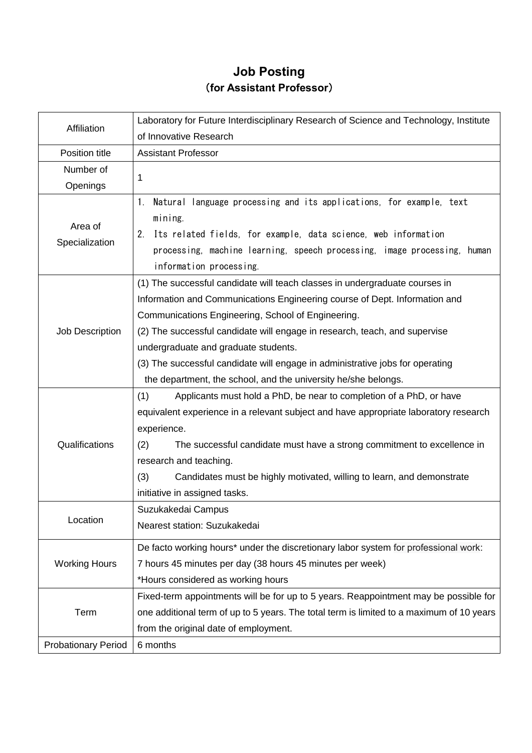# Job Posting
## （for Assistant Professor）

| | |
|---|---|
| Affiliation | Laboratory for Future Interdisciplinary Research of Science and Technology, Institute of Innovative Research |
| Position title | Assistant Professor |
| Number of Openings | 1 |
| Area of Specialization | 1. Natural language processing and its applications, for example, text mining.<br>2. Its related fields, for example, data science, web information processing, machine learning, speech processing, image processing, human information processing. |
| Job Description | (1) The successful candidate will teach classes in undergraduate courses in Information and Communications Engineering course of Dept. Information and Communications Engineering, School of Engineering.<br>(2) The successful candidate will engage in research, teach, and supervise undergraduate and graduate students.<br>(3) The successful candidate will engage in administrative jobs for operating the department, the school, and the university he/she belongs. |
| Qualifications | (1) Applicants must hold a PhD, be near to completion of a PhD, or have equivalent experience in a relevant subject and have appropriate laboratory research experience.<br>(2) The successful candidate must have a strong commitment to excellence in research and teaching.<br>(3) Candidates must be highly motivated, willing to learn, and demonstrate initiative in assigned tasks. |
| Location | Suzukakedai Campus<br>Nearest station: Suzukakedai |
| Working Hours | De facto working hours* under the discretionary labor system for professional work: 7 hours 45 minutes per day (38 hours 45 minutes per week)<br>*Hours considered as working hours |
| Term | Fixed-term appointments will be for up to 5 years. Reappointment may be possible for one additional term of up to 5 years. The total term is limited to a maximum of 10 years from the original date of employment. |
| Probationary Period | 6 months |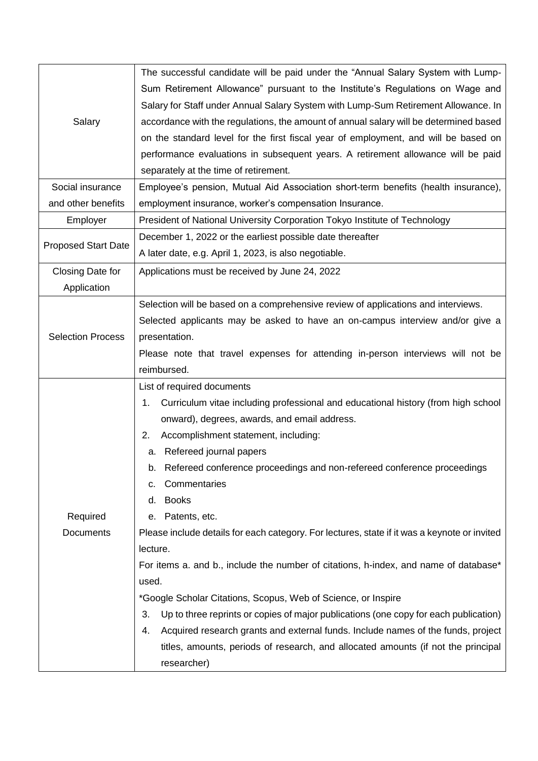| | |
|---|---|
| Salary | The successful candidate will be paid under the "Annual Salary System with Lump-Sum Retirement Allowance" pursuant to the Institute's Regulations on Wage and Salary for Staff under Annual Salary System with Lump-Sum Retirement Allowance. In accordance with the regulations, the amount of annual salary will be determined based on the standard level for the first fiscal year of employment, and will be based on performance evaluations in subsequent years. A retirement allowance will be paid separately at the time of retirement. |
| Social insurance and other benefits | Employee's pension, Mutual Aid Association short-term benefits (health insurance), employment insurance, worker's compensation Insurance. |
| Employer | President of National University Corporation Tokyo Institute of Technology |
| Proposed Start Date | December 1, 2022 or the earliest possible date thereafter<br>A later date, e.g. April 1, 2023, is also negotiable. |
| Closing Date for Application | Applications must be received by June 24, 2022 |
| Selection Process | Selection will be based on a comprehensive review of applications and interviews.<br>Selected applicants may be asked to have an on-campus interview and/or give a presentation.<br>Please note that travel expenses for attending in-person interviews will not be reimbursed. |
| Required Documents | List of required documents<br>1. Curriculum vitae including professional and educational history (from high school onward), degrees, awards, and email address.<br>2. Accomplishment statement, including:<br>a. Refereed journal papers<br>b. Refereed conference proceedings and non-refereed conference proceedings<br>c. Commentaries<br>d. Books<br>e. Patents, etc.<br>Please include details for each category. For lectures, state if it was a keynote or invited lecture.<br>For items a. and b., include the number of citations, h-index, and name of database* used.<br>*Google Scholar Citations, Scopus, Web of Science, or Inspire<br>3. Up to three reprints or copies of major publications (one copy for each publication)<br>4. Acquired research grants and external funds. Include names of the funds, project titles, amounts, periods of research, and allocated amounts (if not the principal researcher) |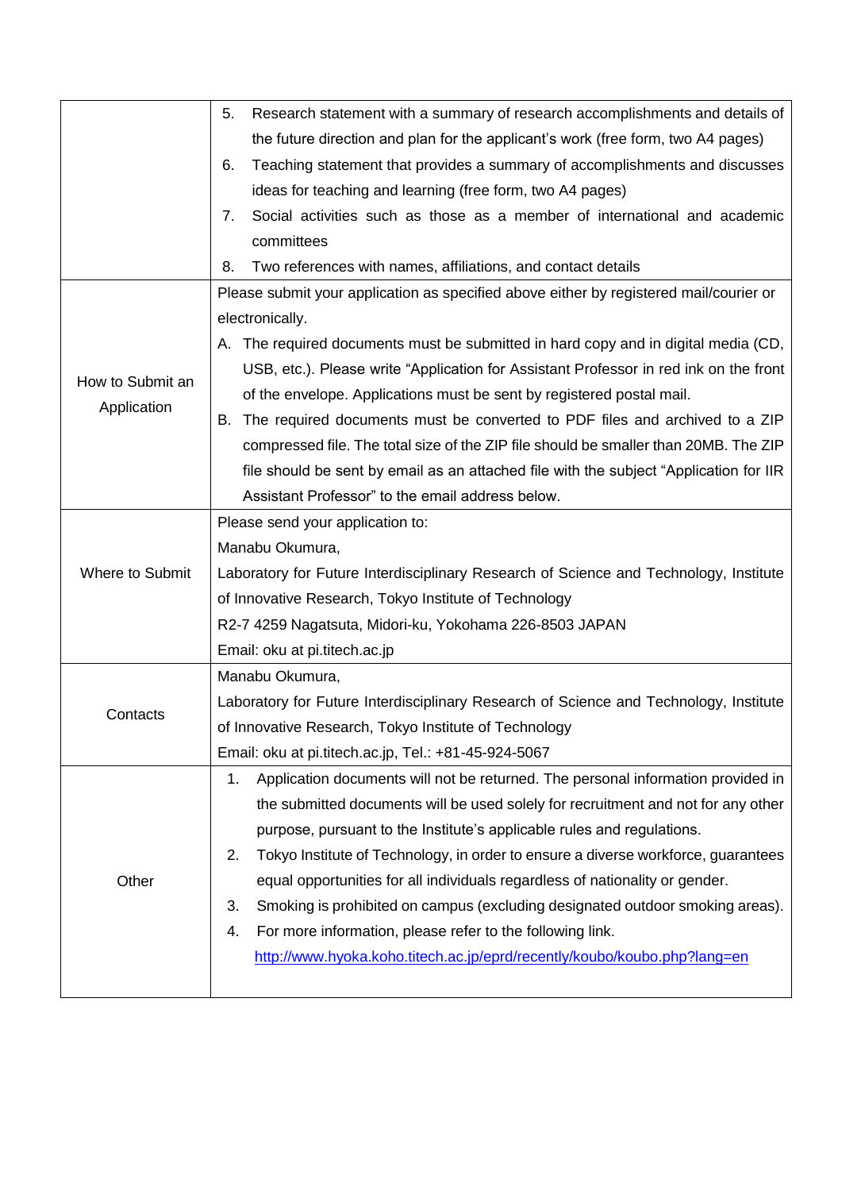| | |
|---|---|
| | 5. Research statement with a summary of research accomplishments and details of the future direction and plan for the applicant's work (free form, two A4 pages)<br>6. Teaching statement that provides a summary of accomplishments and discusses ideas for teaching and learning (free form, two A4 pages)<br>7. Social activities such as those as a member of international and academic committees<br>8. Two references with names, affiliations, and contact details |
| How to Submit an Application | Please submit your application as specified above either by registered mail/courier or electronically.<br>A. The required documents must be submitted in hard copy and in digital media (CD, USB, etc.). Please write "Application for Assistant Professor in red ink on the front of the envelope. Applications must be sent by registered postal mail.<br>B. The required documents must be converted to PDF files and archived to a ZIP compressed file. The total size of the ZIP file should be smaller than 20MB. The ZIP file should be sent by email as an attached file with the subject "Application for IIR Assistant Professor" to the email address below. |
| Where to Submit | Please send your application to:<br>Manabu Okumura,<br>Laboratory for Future Interdisciplinary Research of Science and Technology, Institute of Innovative Research, Tokyo Institute of Technology<br>R2-7 4259 Nagatsuta, Midori-ku, Yokohama 226-8503 JAPAN<br>Email: oku at pi.titech.ac.jp |
| Contacts | Manabu Okumura,<br>Laboratory for Future Interdisciplinary Research of Science and Technology, Institute of Innovative Research, Tokyo Institute of Technology<br>Email: oku at pi.titech.ac.jp, Tel.: +81-45-924-5067 |
| Other | 1. Application documents will not be returned. The personal information provided in the submitted documents will be used solely for recruitment and not for any other purpose, pursuant to the Institute's applicable rules and regulations.<br>2. Tokyo Institute of Technology, in order to ensure a diverse workforce, guarantees equal opportunities for all individuals regardless of nationality or gender.<br>3. Smoking is prohibited on campus (excluding designated outdoor smoking areas).<br>4. For more information, please refer to the following link.<br>http://www.hyoka.koho.titech.ac.jp/eprd/recently/koubo/koubo.php?lang=en |